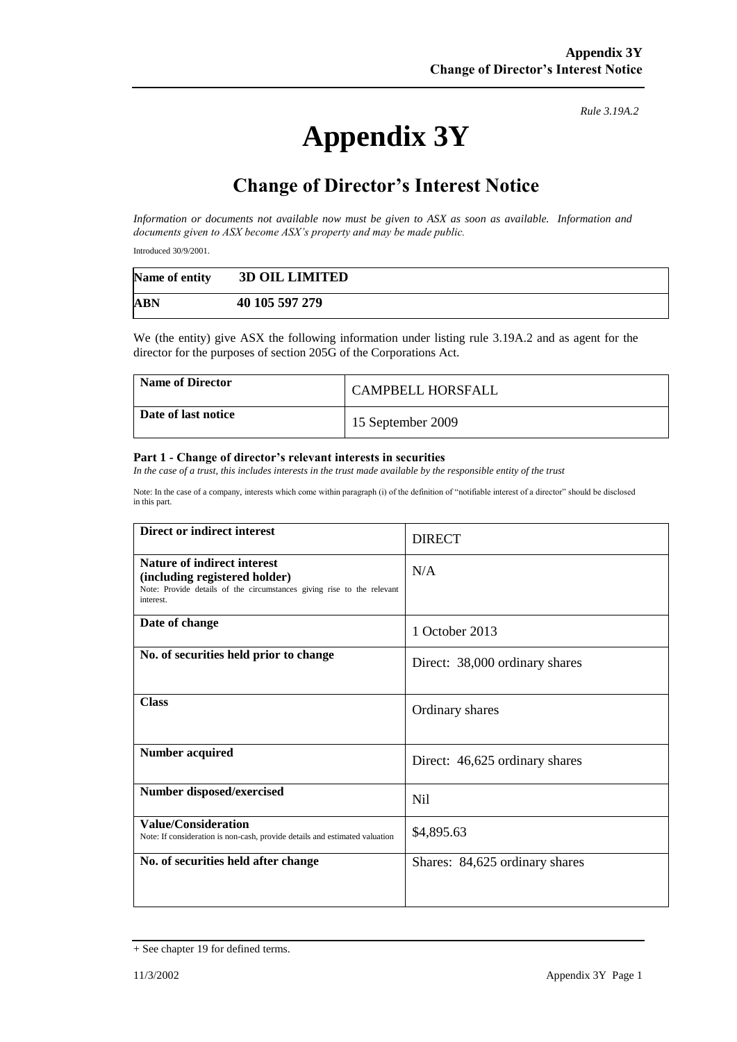*Rule 3.19A.2*

# Appendix 3Y

## Change of Director's Interest Notice

*Information or documents not available now must be given to ASX as soon as available. Information and documents given to ASX become ASX's property and may be made public.*

Introduced 30/9/2001.

| **Name of entity** | **3D OIL LIMITED** |
|---|---|
| **ABN** | **40 105 597 279** |

We (the entity) give ASX the following information under listing rule 3.19A.2 and as agent for the director for the purposes of section 205G of the Corporations Act.

| **Name of Director** | CAMPBELL HORSFALL |
|---|---|
| **Date of last notice** | 15 September 2009 |

#### Part 1 - Change of director's relevant interests in securities

*In the case of a trust, this includes interests in the trust made available by the responsible entity of the trust*

Note: In the case of a company, interests which come within paragraph (i) of the definition of "notifiable interest of a director" should be disclosed in this part.

| **Direct or indirect interest** | DIRECT |
|---|---|
| **Nature of indirect interest (including registered holder)** Note: Provide details of the circumstances giving rise to the relevant interest. | N/A |
| **Date of change** | 1 October 2013 |
| **No. of securities held prior to change** | Direct: 38,000 ordinary shares |
| **Class** | Ordinary shares |
| **Number acquired** | Direct: 46,625 ordinary shares |
| **Number disposed/exercised** | Nil |
| **Value/Consideration** Note: If consideration is non-cash, provide details and estimated valuation | $4,895.63 |
| **No. of securities held after change** | Shares: 84,625 ordinary shares |

+ See chapter 19 for defined terms.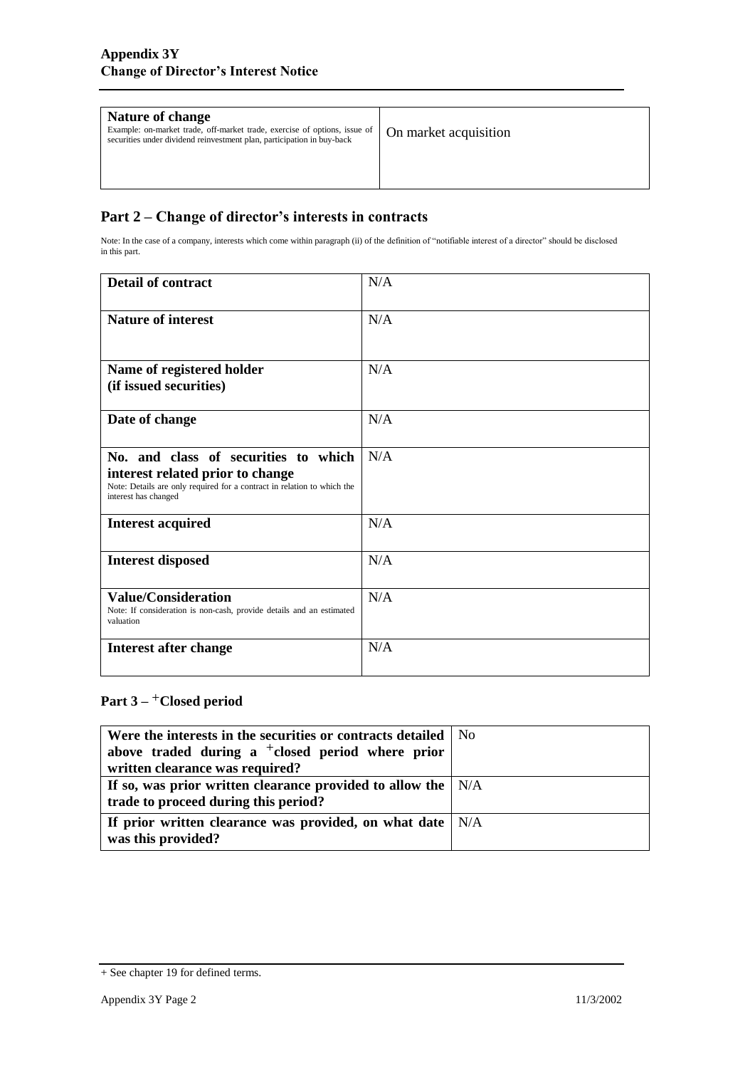| | |
|---|---|
| **Nature of change**<br>Example: on-market trade, off-market trade, exercise of options, issue of securities under dividend reinvestment plan, participation in buy-back | On market acquisition |

## Part 2 – Change of director's interests in contracts

Note: In the case of a company, interests which come within paragraph (ii) of the definition of "notifiable interest of a director" should be disclosed in this part.

| | |
|---|---|
| **Detail of contract** | N/A |
| **Nature of interest** | N/A |
| **Name of registered holder (if issued securities)** | N/A |
| **Date of change** | N/A |
| **No. and class of securities to which interest related prior to change**<br>Note: Details are only required for a contract in relation to which the interest has changed | N/A |
| **Interest acquired** | N/A |
| **Interest disposed** | N/A |
| **Value/Consideration**<br>Note: If consideration is non-cash, provide details and an estimated valuation | N/A |
| **Interest after change** | N/A |

## Part 3 – +Closed period

| | |
|---|---|
| **Were the interests in the securities or contracts detailed above traded during a +closed period where prior written clearance was required?** | No |
| **If so, was prior written clearance provided to allow the trade to proceed during this period?** | N/A |
| **If prior written clearance was provided, on what date was this provided?** | N/A |

+ See chapter 19 for defined terms.